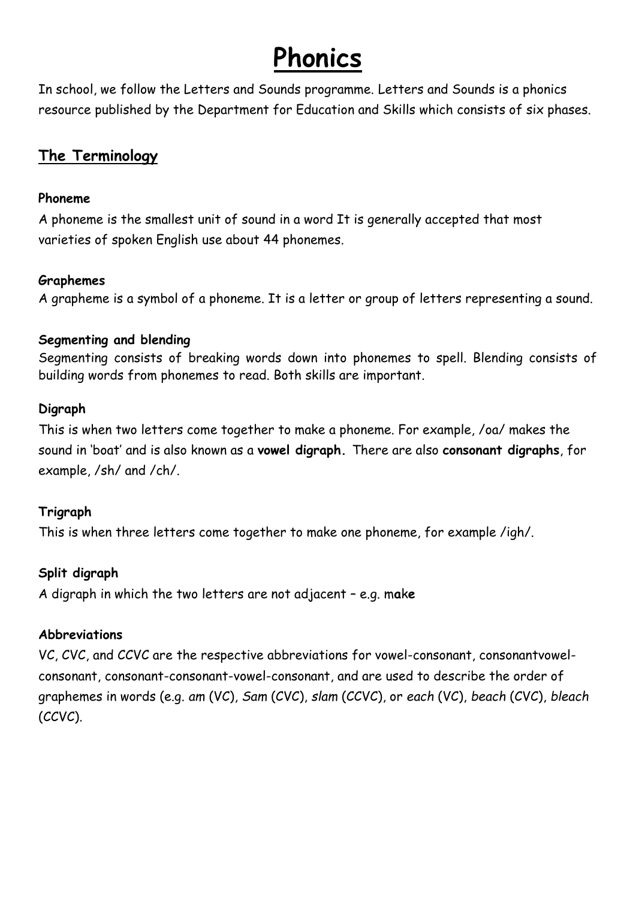# Phonics

In school, we follow the Letters and Sounds programme. Letters and Sounds is a phonics resource published by the Department for Education and Skills which consists of six phases.

## The Terminology

### Phoneme

A phoneme is the smallest unit of sound in a word It is generally accepted that most varieties of spoken English use about 44 phonemes.

### Graphemes

A grapheme is a symbol of a phoneme. It is a letter or group of letters representing a sound.

### Segmenting and blending

Segmenting consists of breaking words down into phonemes to spell. Blending consists of building words from phonemes to read. Both skills are important.

### Digraph

This is when two letters come together to make a phoneme. For example, /oa/ makes the sound in 'boat' and is also known as a **vowel digraph.** There are also **consonant digraphs**, for example, /sh/ and /ch/.

### Trigraph

This is when three letters come together to make one phoneme, for example /igh/.

### Split digraph

A digraph in which the two letters are not adjacent – e.g. m**a**k**e**

### Abbreviations

VC, CVC, and CCVC are the respective abbreviations for vowel-consonant, consonantvowel-consonant, consonant-consonant-vowel-consonant, and are used to describe the order of graphemes in words (e.g. *am* (VC), *Sam* (CVC), *slam* (CCVC), or *each* (VC), *beach* (CVC), *bleach* (CCVC).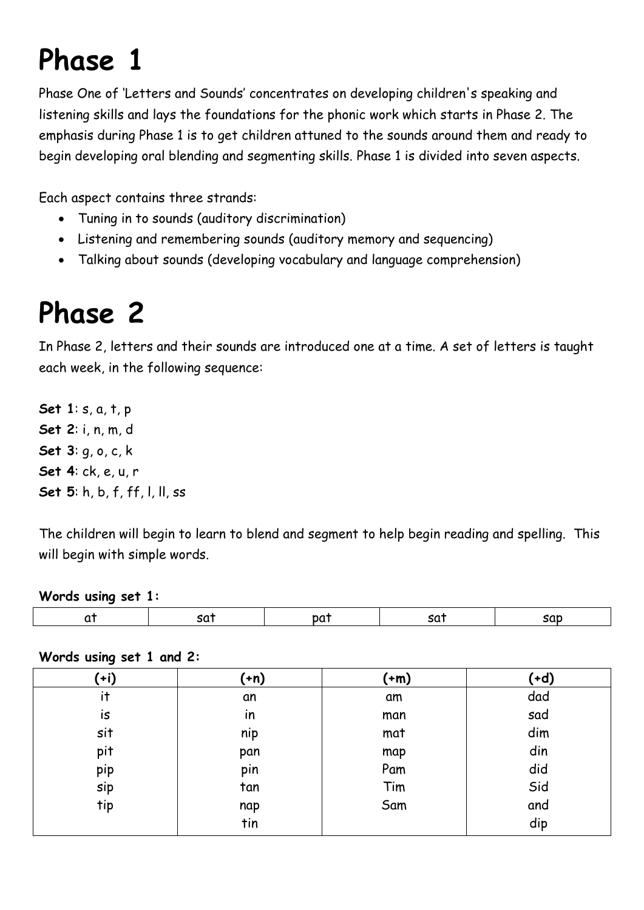# Phase 1

Phase One of 'Letters and Sounds' concentrates on developing children's speaking and listening skills and lays the foundations for the phonic work which starts in Phase 2. The emphasis during Phase 1 is to get children attuned to the sounds around them and ready to begin developing oral blending and segmenting skills. Phase 1 is divided into seven aspects.

Each aspect contains three strands:

- Tuning in to sounds (auditory discrimination)
- Listening and remembering sounds (auditory memory and sequencing)
- Talking about sounds (developing vocabulary and language comprehension)

# Phase 2

In Phase 2, letters and their sounds are introduced one at a time. A set of letters is taught each week, in the following sequence:

**Set 1**: s, a, t, p
**Set 2**: i, n, m, d
**Set 3**: g, o, c, k
**Set 4**: ck, e, u, r
**Set 5**: h, b, f, ff, l, ll, ss

The children will begin to learn to blend and segment to help begin reading and spelling. This will begin with simple words.

**Words using set 1:**

| at | sat | pat | sat | sap |
|---|---|---|---|---|

**Words using set 1 and 2:**

| (+i) | (+n) | (+m) | (+d) |
|---|---|---|---|
| it | an | am | dad |
| is | in | man | sad |
| sit | nip | mat | dim |
| pit | pan | map | din |
| pip | pin | Pam | did |
| sip | tan | Tim | Sid |
| tip | nap | Sam | and |
| | tin | | dip |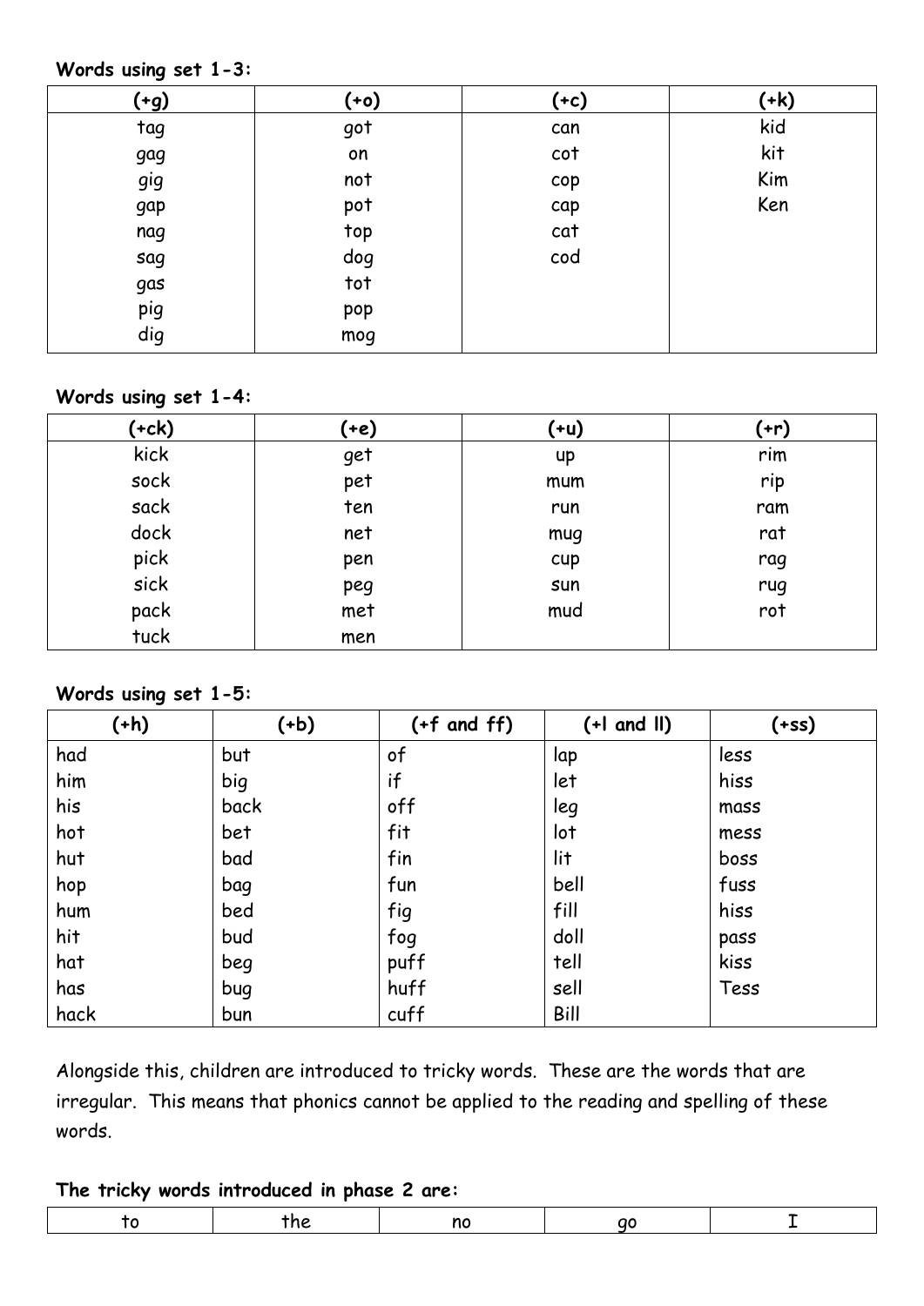**Words using set 1-3:**

| (+g) | (+o) | (+c) | (+k) |
|---|---|---|---|
| tag | got | can | kid |
| gag | on | cot | kit |
| gig | not | cop | Kim |
| gap | pot | cap | Ken |
| nag | top | cat | |
| sag | dog | cod | |
| gas | tot | | |
| pig | pop | | |
| dig | mog | | |

**Words using set 1-4:**

| (+ck) | (+e) | (+u) | (+r) |
|---|---|---|---|
| kick | get | up | rim |
| sock | pet | mum | rip |
| sack | ten | run | ram |
| dock | net | mug | rat |
| pick | pen | cup | rag |
| sick | peg | sun | rug |
| pack | met | mud | rot |
| tuck | men | | |

**Words using set 1-5:**

| (+h) | (+b) | (+f and ff) | (+l and ll) | (+ss) |
|---|---|---|---|---|
| had | but | of | lap | less |
| him | big | if | let | hiss |
| his | back | off | leg | mass |
| hot | bet | fit | lot | mess |
| hut | bad | fin | lit | boss |
| hop | bag | fun | bell | fuss |
| hum | bed | fig | fill | hiss |
| hit | bud | fog | doll | pass |
| hat | beg | puff | tell | kiss |
| has | bug | huff | sell | Tess |
| hack | bun | cuff | Bill | |

Alongside this, children are introduced to tricky words. These are the words that are irregular. This means that phonics cannot be applied to the reading and spelling of these words.

**The tricky words introduced in phase 2 are:**

| to | the | no | go | I |
|---|---|---|---|---|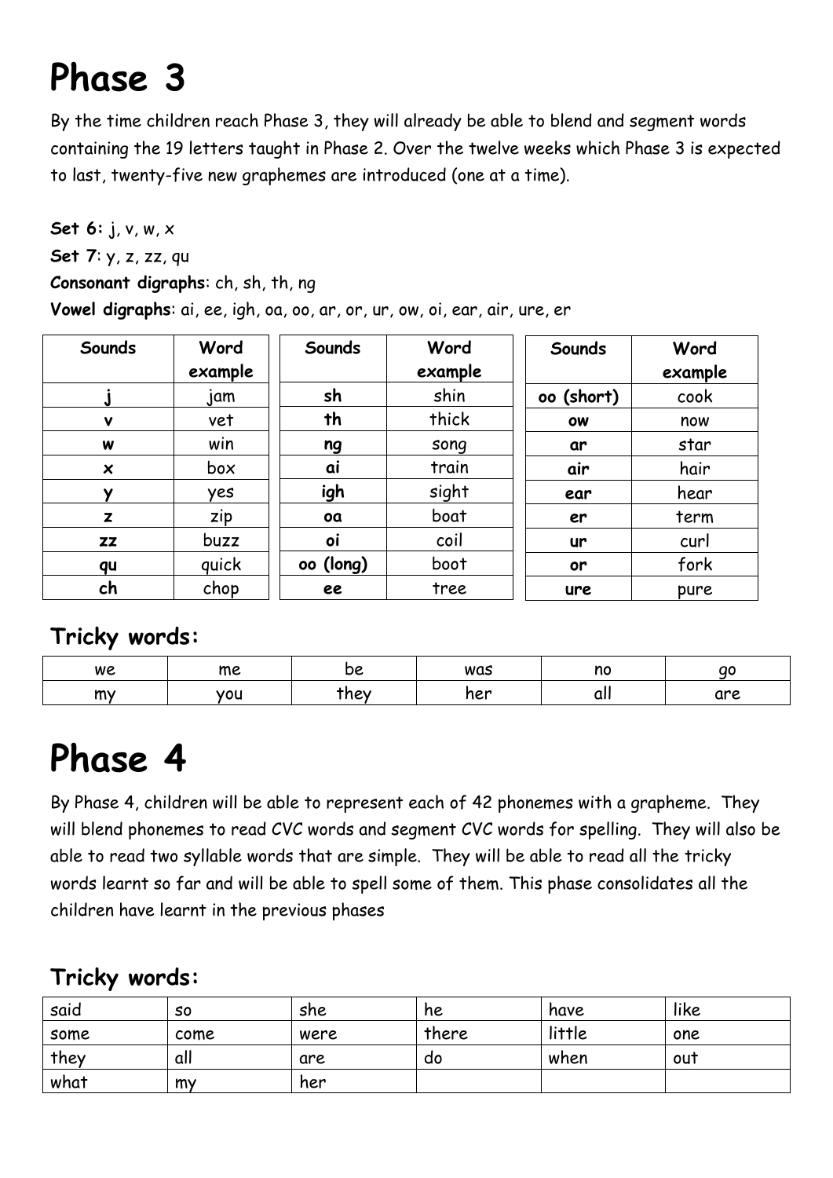# Phase 3

By the time children reach Phase 3, they will already be able to blend and segment words containing the 19 letters taught in Phase 2. Over the twelve weeks which Phase 3 is expected to last, twenty-five new graphemes are introduced (one at a time).

**Set 6:** j, v, w, x

**Set 7**: y, z, zz, qu

**Consonant digraphs**: ch, sh, th, ng

**Vowel digraphs**: ai, ee, igh, oa, oo, ar, or, ur, ow, oi, ear, air, ure, er

| Sounds | Word example |
|---|---|
| **j** | jam |
| **v** | vet |
| **w** | win |
| **x** | box |
| **y** | yes |
| **z** | zip |
| **zz** | buzz |
| **qu** | quick |
| **ch** | chop |

| Sounds | Word example |
|---|---|
| **sh** | shin |
| **th** | thick |
| **ng** | song |
| **ai** | train |
| **igh** | sight |
| **oa** | boat |
| **oi** | coil |
| **oo (long)** | boot |
| **ee** | tree |

| Sounds | Word example |
|---|---|
| **oo (short)** | cook |
| **ow** | now |
| **ar** | star |
| **air** | hair |
| **ear** | hear |
| **er** | term |
| **ur** | curl |
| **or** | fork |
| **ure** | pure |

## Tricky words:

| we | me | be | was | no | go |
|---|---|---|---|---|---|
| my | you | they | her | all | are |

# Phase 4

By Phase 4, children will be able to represent each of 42 phonemes with a grapheme. They will blend phonemes to read CVC words and segment CVC words for spelling. They will also be able to read two syllable words that are simple. They will be able to read all the tricky words learnt so far and will be able to spell some of them. This phase consolidates all the children have learnt in the previous phases

## Tricky words:

| said | so | she | he | have | like |
|---|---|---|---|---|---|
| some | come | were | there | little | one |
| they | all | are | do | when | out |
| what | my | her | | | |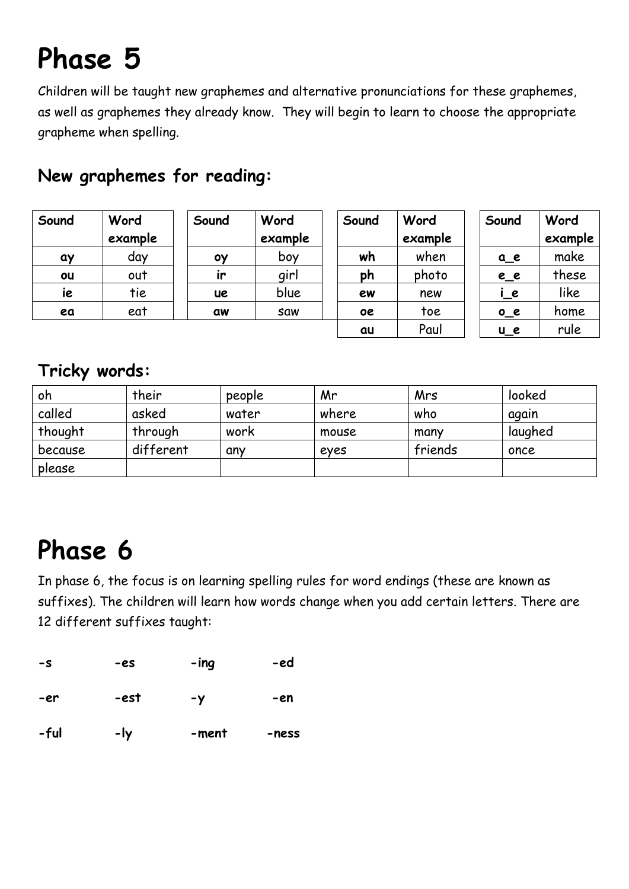# Phase 5

Children will be taught new graphemes and alternative pronunciations for these graphemes, as well as graphemes they already know. They will begin to learn to choose the appropriate grapheme when spelling.

## New graphemes for reading:

| Sound | Word example |
|---|---|
| **ay** | day |
| **ou** | out |
| **ie** | tie |
| **ea** | eat |

| Sound | Word example |
|---|---|
| **oy** | boy |
| **ir** | girl |
| **ue** | blue |
| **aw** | saw |

| Sound | Word example |
|---|---|
| **wh** | when |
| **ph** | photo |
| **ew** | new |
| **oe** | toe |
| **au** | Paul |

| Sound | Word example |
|---|---|
| **a_e** | make |
| **e_e** | these |
| **i_e** | like |
| **o_e** | home |
| **u_e** | rule |

## Tricky words:

| | | | | | |
|---|---|---|---|---|---|
| oh | their | people | Mr | Mrs | looked |
| called | asked | water | where | who | again |
| thought | through | work | mouse | many | laughed |
| because | different | any | eyes | friends | once |
| please | | | | | |

# Phase 6

In phase 6, the focus is on learning spelling rules for word endings (these are known as suffixes). The children will learn how words change when you add certain letters. There are 12 different suffixes taught:

**-s** **-es** **-ing** **-ed**

**-er** **-est** **-y** **-en**

**-ful** **-ly** **-ment** **-ness**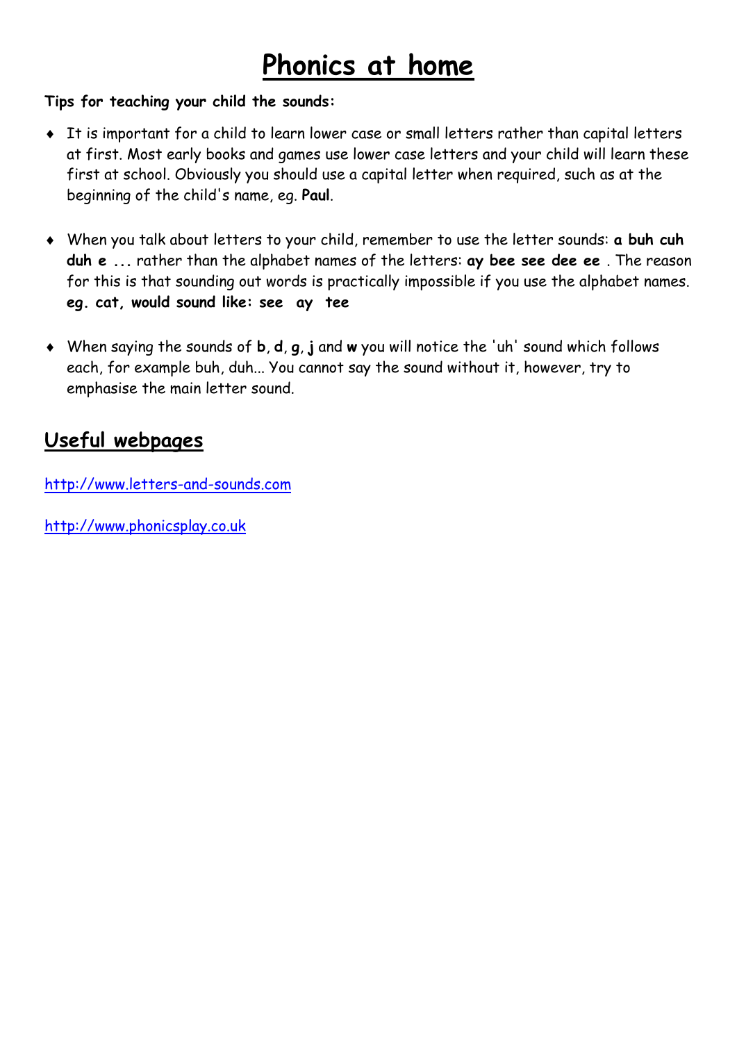# Phonics at home

**Tips for teaching your child the sounds:**

- It is important for a child to learn lower case or small letters rather than capital letters at first. Most early books and games use lower case letters and your child will learn these first at school. Obviously you should use a capital letter when required, such as at the beginning of the child's name, eg. **Paul**.

- When you talk about letters to your child, remember to use the letter sounds: **a buh cuh duh e ...** rather than the alphabet names of the letters: **ay bee see dee ee** . The reason for this is that sounding out words is practically impossible if you use the alphabet names. **eg. cat, would sound like: see ay tee**

- When saying the sounds of **b**, **d**, **g**, **j** and **w** you will notice the 'uh' sound which follows each, for example buh, duh... You cannot say the sound without it, however, try to emphasise the main letter sound.

## Useful webpages

http://www.letters-and-sounds.com

http://www.phonicsplay.co.uk